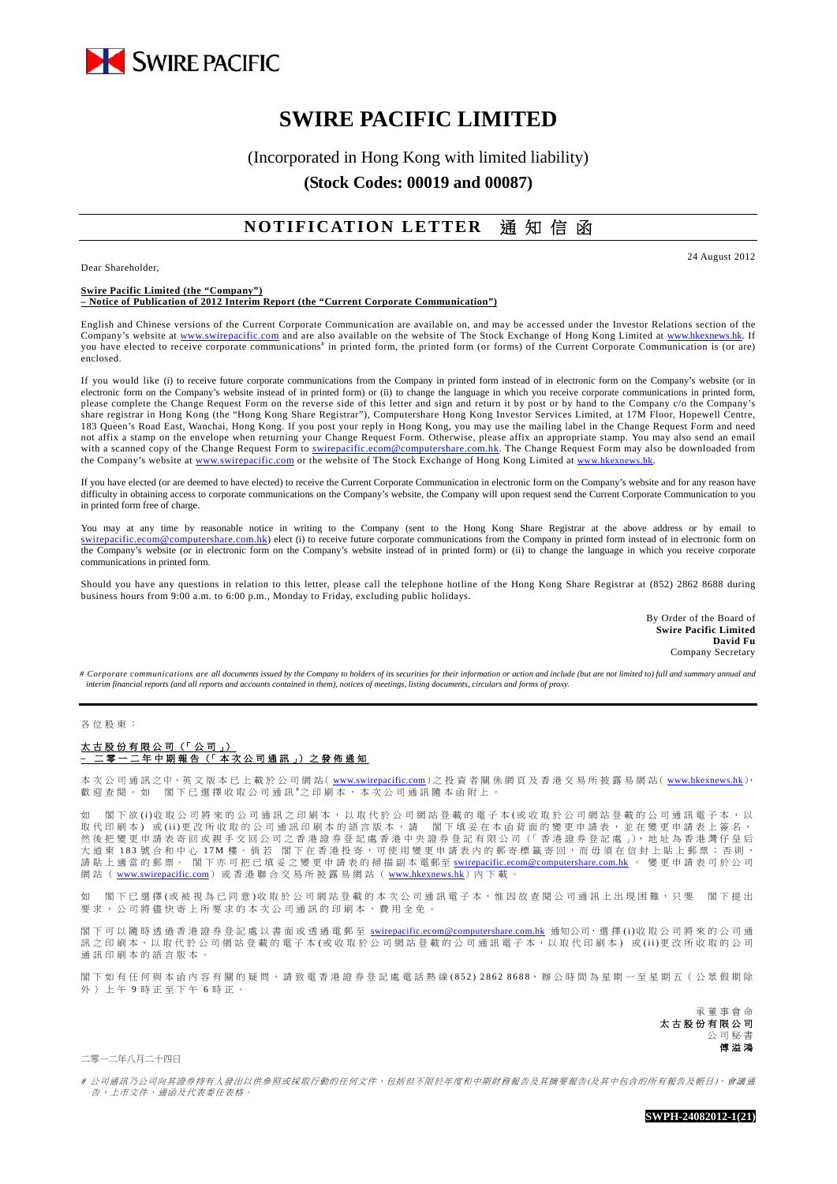SWIRE PACIFIC

# SWIRE PACIFIC LIMITED

(Incorporated in Hong Kong with limited liability)

**(Stock Codes: 00019 and 00087)**

## NOTIFICATION LETTER 通知信函

24 August 2012

Dear Shareholder,

**Swire Pacific Limited (the "Company")**
**– Notice of Publication of 2012 Interim Report (the "Current Corporate Communication")**

English and Chinese versions of the Current Corporate Communication are available on, and may be accessed under the Investor Relations section of the Company's website at www.swirepacific.com and are also available on the website of The Stock Exchange of Hong Kong Limited at www.hkexnews.hk. If you have elected to receive corporate communications# in printed form, the printed form (or forms) of the Current Corporate Communication is (or are) enclosed.

If you would like (i) to receive future corporate communications from the Company in printed form instead of in electronic form on the Company's website (or in electronic form on the Company's website instead of in printed form) or (ii) to change the language in which you receive corporate communications in printed form, please complete the Change Request Form on the reverse side of this letter and sign and return it by post or by hand to the Company c/o the Company's share registrar in Hong Kong (the "Hong Kong Share Registrar"), Computershare Hong Kong Investor Services Limited, at 17M Floor, Hopewell Centre, 183 Queen's Road East, Wanchai, Hong Kong. If you post your reply in Hong Kong, you may use the mailing label in the Change Request Form and need not affix a stamp on the envelope when returning your Change Request Form. Otherwise, please affix an appropriate stamp. You may also send an email with a scanned copy of the Change Request Form to swirepacific.ecom@computershare.com.hk. The Change Request Form may also be downloaded from the Company's website at www.swirepacific.com or the website of The Stock Exchange of Hong Kong Limited at www.hkexnews.hk.

If you have elected (or are deemed to have elected) to receive the Current Corporate Communication in electronic form on the Company's website and for any reason have difficulty in obtaining access to corporate communications on the Company's website, the Company will upon request send the Current Corporate Communication to you in printed form free of charge.

You may at any time by reasonable notice in writing to the Company (sent to the Hong Kong Share Registrar at the above address or by email to swirepacific.ecom@computershare.com.hk) elect (i) to receive future corporate communications from the Company in printed form instead of in electronic form on the Company's website (or in electronic form on the Company's website instead of in printed form) or (ii) to change the language in which you receive corporate communications in printed form.

Should you have any questions in relation to this letter, please call the telephone hotline of the Hong Kong Share Registrar at (852) 2862 8688 during business hours from 9:00 a.m. to 6:00 p.m., Monday to Friday, excluding public holidays.

By Order of the Board of
**Swire Pacific Limited**
**David Fu**
Company Secretary

*# Corporate communications are all documents issued by the Company to holders of its securities for their information or action and include (but are not limited to) full and summary annual and interim financial reports (and all reports and accounts contained in them), notices of meetings, listing documents, circulars and forms of proxy.*

---

各位股東：

**太古股份有限公司（「公司」）**
**–二零一二年中期報告（「本次公司通訊」）之發佈通知**

本次公司通訊之中、英文版本已上載於公司網站(www.swirepacific.com)之投資者關係網頁及香港交易所披露易網站(www.hkexnews.hk)，歡迎查閱。如　閣下已選擇收取公司通訊#之印刷本，本次公司通訊隨本函附上。

如　閣下欲(i)收取公司將來的公司通訊之印刷本，以取代於公司網站登載的電子本(或收取於公司網站登載的公司通訊電子本，以取代印刷本)或(ii)更改所收取的公司通訊印刷本的語言版本，請　閣下填妥在本函背面的變更申請表，並在變更申請表上簽名，然後把變更申請表寄回或親手交回公司之香港證券登記處香港中央證券登記有限公司（「香港證券登記處」），地址為香港灣仔皇后大道東183號合和中心17M樓。倘若　閣下在香港投寄，可使用變更申請表內的郵寄標籤寄回，而毋須在信封上貼上郵票；否則，請貼上適當的郵票。　閣下亦可把已填妥之變更申請表的掃描副本電郵至swirepacific.ecom@computershare.com.hk。變更申請表可於公司網站(www.swirepacific.com)或香港聯合交易所披露易網站(www.hkexnews.hk)內下載。

如　閣下已選擇(或被視為已同意)收取於公司網站登載的本次公司通訊電子本，惟因故查閱公司通訊上出現困難，只要　閣下提出要求，公司將儘快寄上所要求的本次公司通訊的印刷本，費用全免。

閣下可以隨時透過香港證券登記處以書面或透過電郵至swirepacific.ecom@computershare.com.hk通知公司，選擇(i)收取公司將來的公司通訊之印刷本，以取代於公司網站登載的電子本(或收取於公司網站登載的公司通訊電子本，以取代印刷本)或(ii)更改所收取的公司通訊印刷本的語言版本。

閣下如有任何與本函內容有關的疑問，請致電香港證券登記處電話熱線(852) 2862 8688，辦公時間為星期一至星期五（公眾假期除外）上午9時正至下午6時正。

承董事會命
**太古股份有限公司**
公司秘書
**傅溢鴻**

二零一二年八月二十四日

*# 公司通訊乃公司向其證券持有人發出以供參照或採取行動的任何文件，包括但不限於年度和中期財務報告及其摘要報告(及其中包含的所有報告及帳目)、會議通告、上市文件、通函及代表委任表格。*

**SWPH-24082012-1(21)**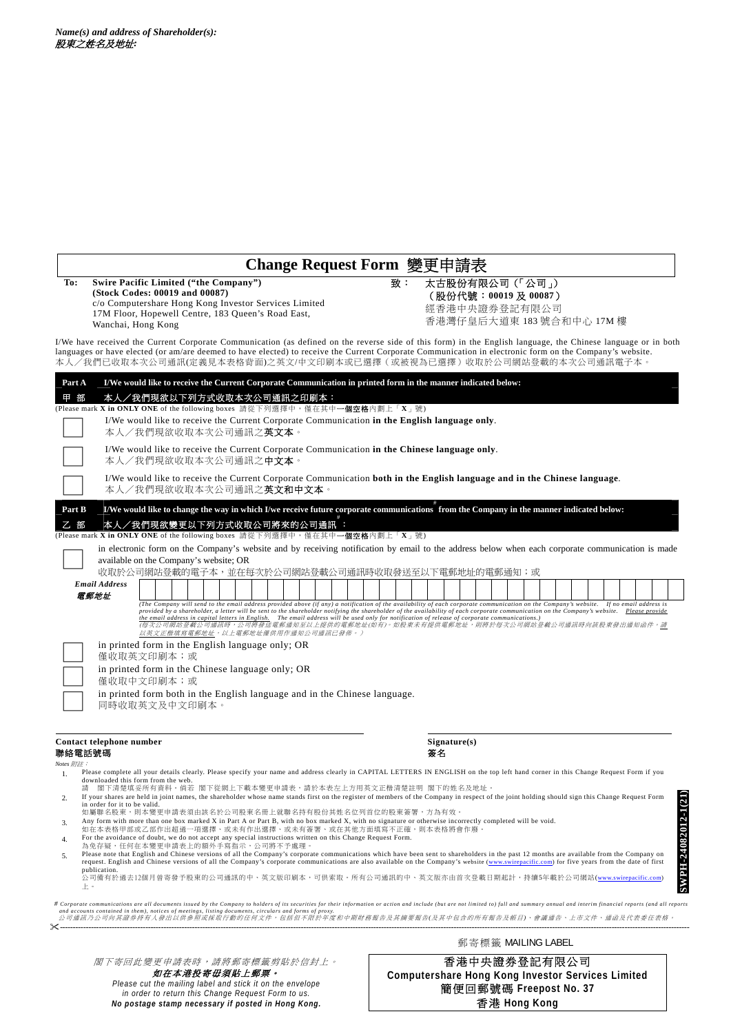*Name(s) and address of Shareholder(s):*
*股東之姓名及地址:*

# Change Request Form 變更申請表

**To:** **Swire Pacific Limited ("the Company")**
**(Stock Codes: 00019 and 00087)**
c/o Computershare Hong Kong Investor Services Limited
17M Floor, Hopewell Centre, 183 Queen's Road East,
Wanchai, Hong Kong

致： 太古股份有限公司（「公司」）
**（股份代號：00019 及 00087）**
經香港中央證券登記有限公司
香港灣仔皇后大道東 183 號合和中心 17M 樓

I/We have received the Current Corporate Communication (as defined on the reverse side of this form) in the English language, the Chinese language or in both languages or have elected (or am/are deemed to have elected) to receive the Current Corporate Communication in electronic form on the Company's website.
本人／我們已收取本次公司通訊(定義見本表格背面)之英文/中文印刷本或已選擇（或被視為已選擇）收取於公司網站登載的本次公司通訊電子本。

**Part A I/We would like to receive the Current Corporate Communication in printed form in the manner indicated below:**
**甲 部 本人／我們現欲以下列方式收取本次公司通訊之印刷本：**

(Please mark **X in ONLY ONE** of the following boxes 請從下列選擇中，僅在其中**一個空格**內劃上「**X**」號)

☐ I/We would like to receive the Current Corporate Communication **in the English language only**.
本人／我們現欲收取本次公司通訊之**英文本**。

☐ I/We would like to receive the Current Corporate Communication **in the Chinese language only**.
本人／我們現欲收取本次公司通訊之**中文本**。

☐ I/We would like to receive the Current Corporate Communication **both in the English language and in the Chinese language**.
本人／我們現欲收取本次公司通訊之**英文和中文本**。

**Part B I/We would like to change the way in which I/we receive future corporate communications# from the Company in the manner indicated below:**
**乙 部 本人／我們現欲變更以下列方式收取公司將來的公司通訊#：**

(Please mark **X in ONLY ONE** of the following boxes 請從下列選擇中，僅在其中**一個空格**內劃上「**X**」號)

☐ in electronic form on the Company's website and by receiving notification by email to the address below when each corporate communication is made available on the Company's website; OR
收取於公司網站登載的電子本，並在每次於公司網站登載公司通訊時收取發送至以下電郵地址的電郵通知；或

***Email Address***
***電郵地址***

*(The Company will send to the email address provided above (if any) a notification of the availability of each corporate communication on the Company's website. If no email address is provided by a shareholder, a letter will be sent to the shareholder notifying the shareholder of the availability of each corporate communication on the Company's website. Please provide the email address in capital letters in English. The email address will be used only for notification of release of corporate communications.)*
*(每次公司網站登載公司通訊時，公司將發送電郵通知至以上提供的電郵地址(如有)。如股東未有提供電郵地址，則將於每次公司網站登載公司通訊時向該股東發出通知函件。請以英文正楷填寫電郵地址。以上電郵地址僅供用作通知公司通訊已發佈。)*

☐ in printed form in the English language only; OR
僅收取英文印刷本；或

☐ in printed form in the Chinese language only; OR
僅收取中文印刷本；或

☐ in printed form both in the English language and in the Chinese language.
同時收取英文及中文印刷本。

**Contact telephone number**
**聯絡電話號碼**

**Signature(s)**
**簽名**

*Notes 附註：*

1. Please complete all your details clearly. Please specify your name and address clearly in CAPITAL LETTERS IN ENGLISH on the top left hand corner in this Change Request Form if you downloaded this form from the web.
請　閣下清楚填妥所有資料。倘若　閣下從網上下載本變更申請表，請於本表左上方用英文正楷清楚註明　閣下的姓名及地址。
2. If your shares are held in joint names, the shareholder whose name stands first on the register of members of the Company in respect of the joint holding should sign this Change Request Form in order for it to be valid.
如屬聯名股東，則本變更申請表須由該名於公司股東名冊上就聯名持有股份其姓名位列首位的股東簽署，方為有效。
3. Any form with more than one box marked X in Part A or Part B, with no box marked X, with no signature or otherwise incorrectly completed will be void.
如在本表格甲部或乙部作出超過一項選擇，或未有作出選擇，或未有簽署、或在其他方面填寫不正確，則本表格將會作廢。
4. For the avoidance of doubt, we do not accept any special instructions written on this Change Request Form.
為免存疑，任何在本變更申請表上的額外手寫指示，公司將不予處理。
5. Please note that English and Chinese versions of all the Company's corporate communications which have been sent to shareholders in the past 12 months are available from the Company on request. English and Chinese versions of all the Company's corporate communications are also available on the Company's website (www.swirepacific.com) for five years from the date of first publication.
公司備有於過去12個月曾寄發予股東的公司通訊的中、英文版印刷本，可供索取。所有公司通訊的中、英文版亦由首次登載日期起計，持續5年載於公司網站(www.swirepacific.com)上。

*# Corporate communications are all documents issued by the Company to holders of its securities for their information or action and include (but are not limited to) full and summary annual and interim financial reports (and all reports and accounts contained in them), notices of meetings, listing documents, circulars and forms of proxy.*
*公司通訊乃公司向其證券持有人發出以供參照或採取行動的任何文件，包括但不限於年度和中期財務報告及其摘要報告(及其中包含的所有報告及賬目)、會議通告、上市文件、通函及代表委任表格。*

SWPH-24082012-1(21)

---

郵寄標籤 MAILING LABEL

*閣下寄回此變更申請表時，請將郵寄標籤剪貼於信封上。*
***如在本港投寄毋須貼上郵票。***
*Please cut the mailing label and stick it on the envelope in order to return this Change Request Form to us.*
***No postage stamp necessary if posted in Hong Kong.***

**香港中央證券登記有限公司**
**Computershare Hong Kong Investor Services Limited**
**簡便回郵號碼 Freepost No. 37**
**香港 Hong Kong**